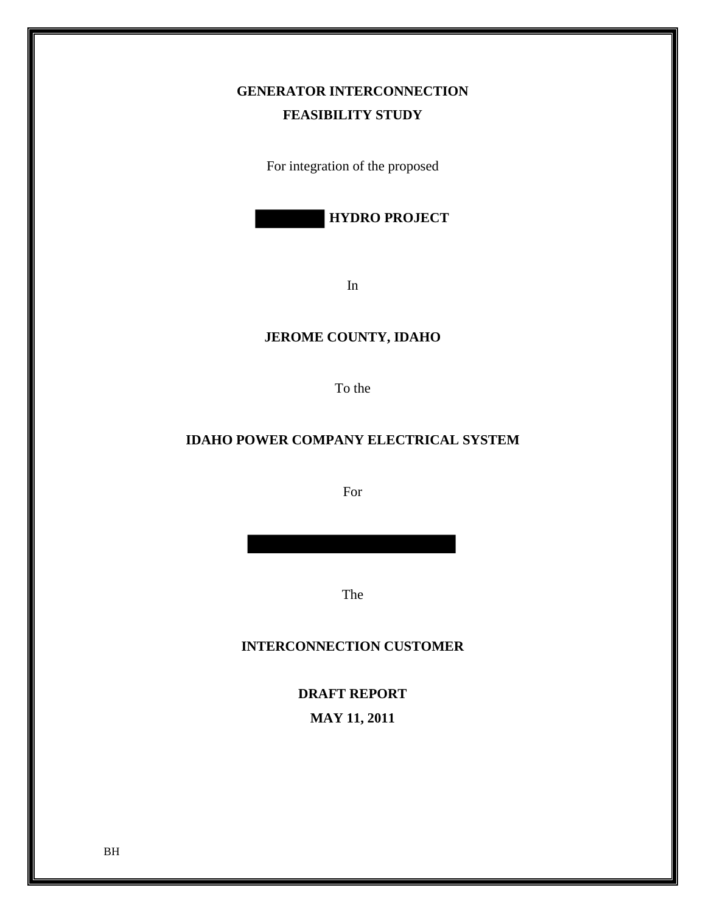# GENERATOR INTERCONNECTION FEASIBILITY STUDY

For integration of the proposed

**HYDRO PROJECT**

In

**JEROME COUNTY, IDAHO**

To the

**IDAHO POWER COMPANY ELECTRICAL SYSTEM**

For

The

**INTERCONNECTION CUSTOMER**

**DRAFT REPORT**

**MAY 11, 2011**

BH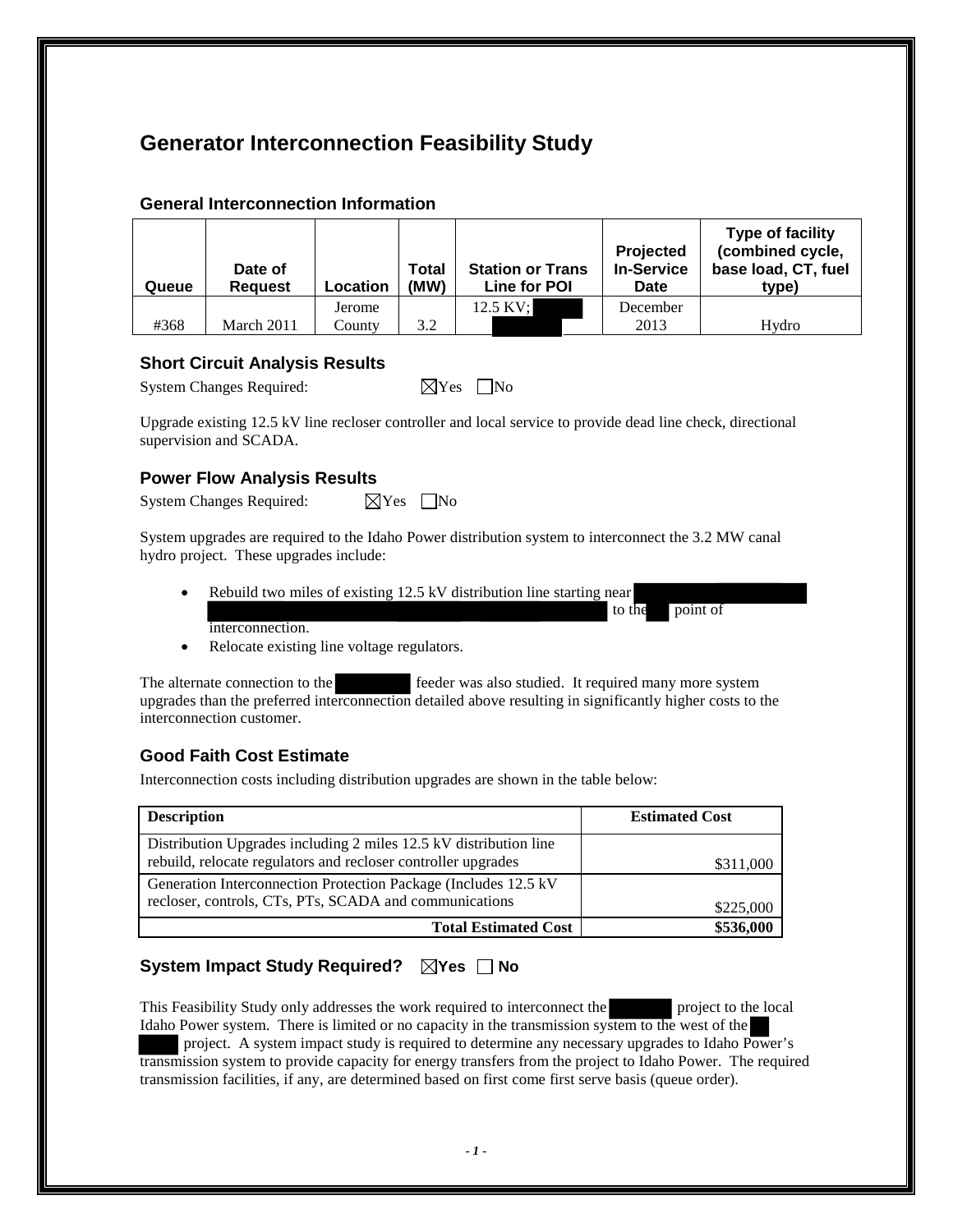# Generator Interconnection Feasibility Study

### General Interconnection Information

| Queue | Date of Request | Location | Total (MW) | Station or Trans Line for POI | Projected In-Service Date | Type of facility (combined cycle, base load, CT, fuel type) |
|---|---|---|---|---|---|---|
| #368 | March 2011 | Jerome County | 3.2 | 12.5 KV; | December 2013 | Hydro |

### Short Circuit Analysis Results

System Changes Required: ☒Yes ☐No

Upgrade existing 12.5 kV line recloser controller and local service to provide dead line check, directional supervision and SCADA.

### Power Flow Analysis Results

System Changes Required: ☒Yes ☐No

System upgrades are required to the Idaho Power distribution system to interconnect the 3.2 MW canal hydro project. These upgrades include:

- Rebuild two miles of existing 12.5 kV distribution line starting near to the point of interconnection.
- Relocate existing line voltage regulators.

The alternate connection to the feeder was also studied. It required many more system upgrades than the preferred interconnection detailed above resulting in significantly higher costs to the interconnection customer.

### Good Faith Cost Estimate

Interconnection costs including distribution upgrades are shown in the table below:

| Description | Estimated Cost |
|---|---|
| Distribution Upgrades including 2 miles 12.5 kV distribution line rebuild, relocate regulators and recloser controller upgrades | $311,000 |
| Generation Interconnection Protection Package (Includes 12.5 kV recloser, controls, CTs, PTs, SCADA and communications | $225,000 |
| **Total Estimated Cost** | **$536,000** |

### System Impact Study Required? ☒Yes ☐ No

This Feasibility Study only addresses the work required to interconnect the project to the local Idaho Power system. There is limited or no capacity in the transmission system to the west of the project. A system impact study is required to determine any necessary upgrades to Idaho Power's transmission system to provide capacity for energy transfers from the project to Idaho Power. The required transmission facilities, if any, are determined based on first come first serve basis (queue order).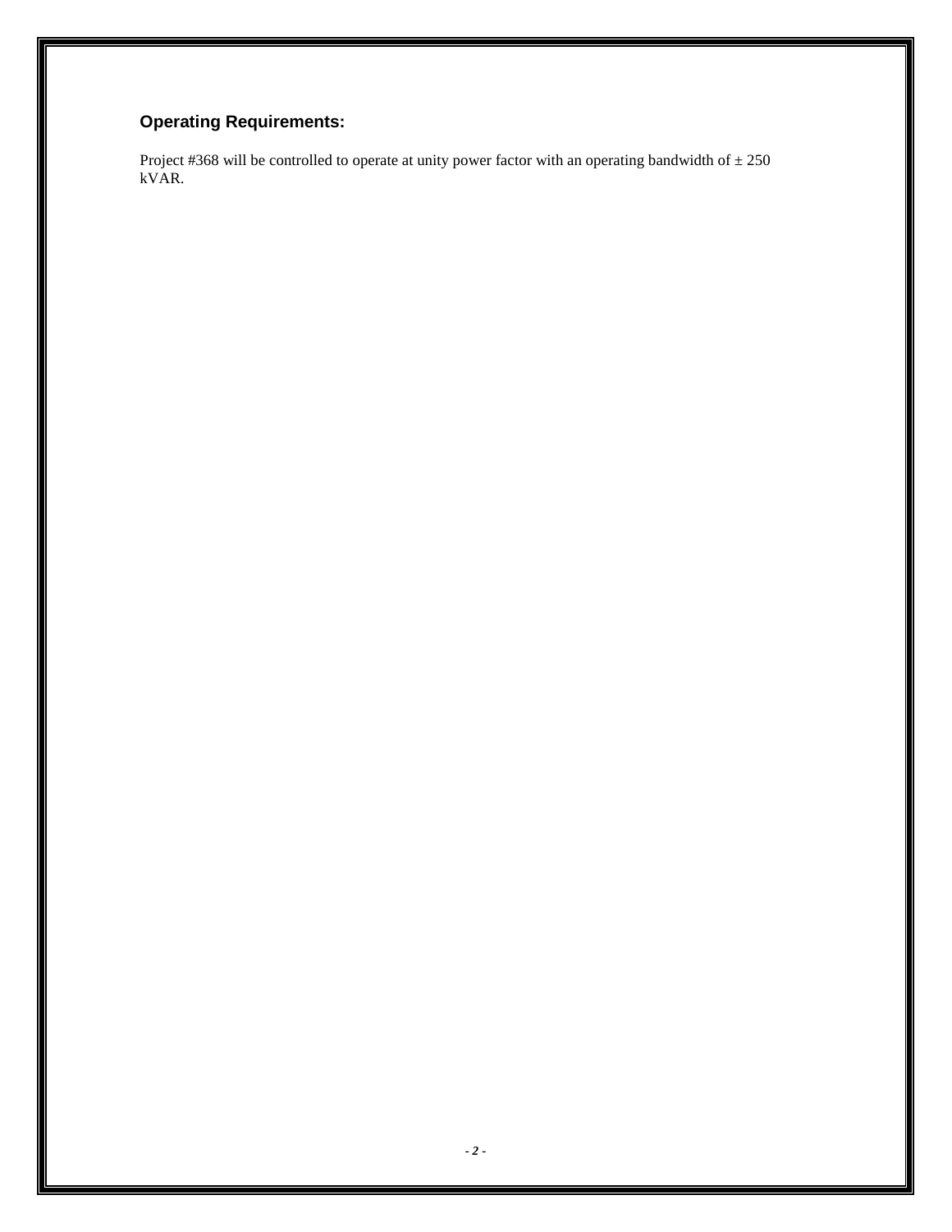## Operating Requirements:

Project #368 will be controlled to operate at unity power factor with an operating bandwidth of ± 250 kVAR.